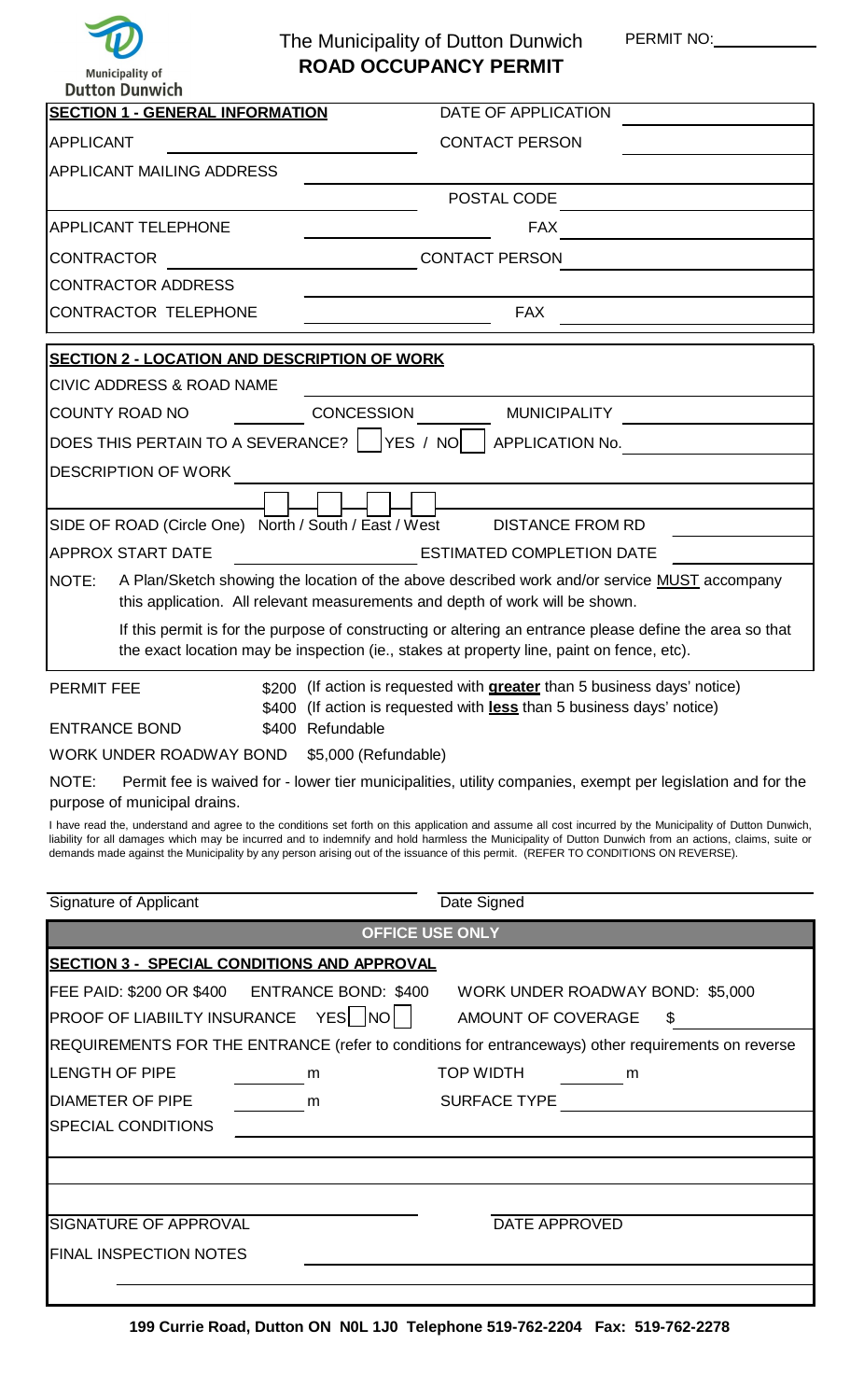Municipality of Dutton Dunwich

# The Municipality of Dutton Dunwich

## ROAD OCCUPANCY PERMIT

PERMIT NO: ____________

### SECTION 1 - GENERAL INFORMATION

DATE OF APPLICATION ____________

APPLICANT ____________ CONTACT PERSON ____________

APPLICANT MAILING ADDRESS ____________

POSTAL CODE ____________

APPLICANT TELEPHONE ____________ FAX ____________

CONTRACTOR ____________ CONTACT PERSON ____________

CONTRACTOR ADDRESS ____________

CONTRACTOR TELEPHONE ____________ FAX ____________

### SECTION 2 - LOCATION AND DESCRIPTION OF WORK

CIVIC ADDRESS & ROAD NAME ____________

COUNTY ROAD NO ____________ CONCESSION ____________ MUNICIPALITY ____________

DOES THIS PERTAIN TO A SEVERANCE? ☐ YES / NO ☐ APPLICATION No. ____________

DESCRIPTION OF WORK ____________

☐ ☐ ☐ ☐

SIDE OF ROAD (Circle One) North / South / East / West DISTANCE FROM RD ____________

APPROX START DATE ____________ ESTIMATED COMPLETION DATE ____________

NOTE: A Plan/Sketch showing the location of the above described work and/or service MUST accompany this application. All relevant measurements and depth of work will be shown.

If this permit is for the purpose of constructing or altering an entrance please define the area so that the exact location may be inspection (ie., stakes at property line, paint on fence, etc).

PERMIT FEE
- \$200 (If action is requested with **greater** than 5 business days' notice)
- \$400 (If action is requested with **less** than 5 business days' notice)

ENTRANCE BOND \$400 Refundable

WORK UNDER ROADWAY BOND \$5,000 (Refundable)

NOTE: Permit fee is waived for - lower tier municipalities, utility companies, exempt per legislation and for the purpose of municipal drains.

I have read the, understand and agree to the conditions set forth on this application and assume all cost incurred by the Municipality of Dutton Dunwich, liability for all damages which may be incurred and to indemnify and hold harmless the Municipality of Dutton Dunwich from an actions, claims, suite or demands made against the Municipality by any person arising out of the issuance of this permit. (REFER TO CONDITIONS ON REVERSE).

____________ ____________
Signature of Applicant Date Signed

### OFFICE USE ONLY

### SECTION 3 - SPECIAL CONDITIONS AND APPROVAL

FEE PAID: \$200 OR \$400 ENTRANCE BOND: \$400 WORK UNDER ROADWAY BOND: \$5,000

PROOF OF LIABIILTY INSURANCE YES ☐ NO ☐ AMOUNT OF COVERAGE \$ ____________

REQUIREMENTS FOR THE ENTRANCE (refer to conditions for entranceways) other requirements on reverse

LENGTH OF PIPE ______ m TOP WIDTH ______ m

DIAMETER OF PIPE ______ m SURFACE TYPE ____________

SPECIAL CONDITIONS ____________

SIGNATURE OF APPROVAL ____________ DATE APPROVED ____________

FINAL INSPECTION NOTES ____________

199 Currie Road, Dutton ON N0L 1J0 Telephone 519-762-2204 Fax: 519-762-2278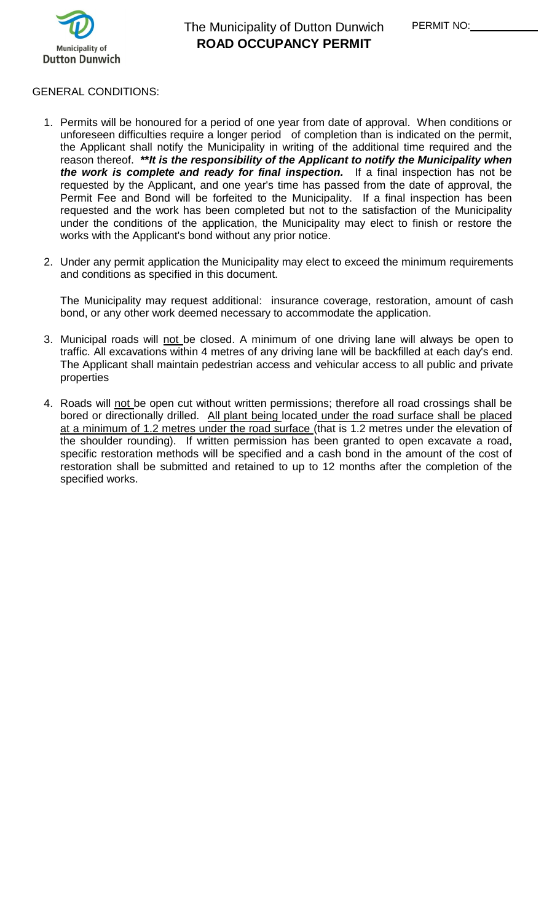The Municipality of Dutton Dunwich

**ROAD OCCUPANCY PERMIT**

PERMIT NO:\_\_\_\_\_\_\_\_\_\_\_

GENERAL CONDITIONS:

1. Permits will be honoured for a period of one year from date of approval. When conditions or unforeseen difficulties require a longer period of completion than is indicated on the permit, the Applicant shall notify the Municipality in writing of the additional time required and the reason thereof. ***\*\*It is the responsibility of the Applicant to notify the Municipality when the work is complete and ready for final inspection.*** If a final inspection has not be requested by the Applicant, and one year's time has passed from the date of approval, the Permit Fee and Bond will be forfeited to the Municipality. If a final inspection has been requested and the work has been completed but not to the satisfaction of the Municipality under the conditions of the application, the Municipality may elect to finish or restore the works with the Applicant's bond without any prior notice.

2. Under any permit application the Municipality may elect to exceed the minimum requirements and conditions as specified in this document.

   The Municipality may request additional: insurance coverage, restoration, amount of cash bond, or any other work deemed necessary to accommodate the application.

3. Municipal roads will not be closed. A minimum of one driving lane will always be open to traffic. All excavations within 4 metres of any driving lane will be backfilled at each day's end. The Applicant shall maintain pedestrian access and vehicular access to all public and private properties

4. Roads will not be open cut without written permissions; therefore all road crossings shall be bored or directionally drilled. All plant being located under the road surface shall be placed at a minimum of 1.2 metres under the road surface (that is 1.2 metres under the elevation of the shoulder rounding). If written permission has been granted to open excavate a road, specific restoration methods will be specified and a cash bond in the amount of the cost of restoration shall be submitted and retained to up to 12 months after the completion of the specified works.